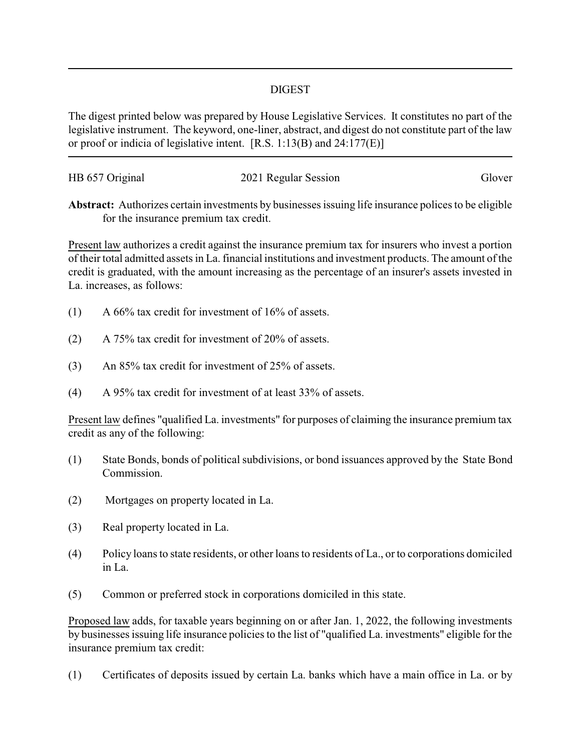# DIGEST

The digest printed below was prepared by House Legislative Services. It constitutes no part of the legislative instrument. The keyword, one-liner, abstract, and digest do not constitute part of the law or proof or indicia of legislative intent. [R.S. 1:13(B) and 24:177(E)]

HB 657 Original — 2021 Regular Session — Glover

**Abstract:** Authorizes certain investments by businesses issuing life insurance polices to be eligible for the insurance premium tax credit.

Present law authorizes a credit against the insurance premium tax for insurers who invest a portion of their total admitted assets in La. financial institutions and investment products. The amount of the credit is graduated, with the amount increasing as the percentage of an insurer's assets invested in La. increases, as follows:

(1) A 66% tax credit for investment of 16% of assets.

(2) A 75% tax credit for investment of 20% of assets.

(3) An 85% tax credit for investment of 25% of assets.

(4) A 95% tax credit for investment of at least 33% of assets.

Present law defines "qualified La. investments" for purposes of claiming the insurance premium tax credit as any of the following:

(1) State Bonds, bonds of political subdivisions, or bond issuances approved by the State Bond Commission.

(2) Mortgages on property located in La.

(3) Real property located in La.

(4) Policy loans to state residents, or other loans to residents of La., or to corporations domiciled in La.

(5) Common or preferred stock in corporations domiciled in this state.

Proposed law adds, for taxable years beginning on or after Jan. 1, 2022, the following investments by businesses issuing life insurance policies to the list of "qualified La. investments" eligible for the insurance premium tax credit:

(1) Certificates of deposits issued by certain La. banks which have a main office in La. or by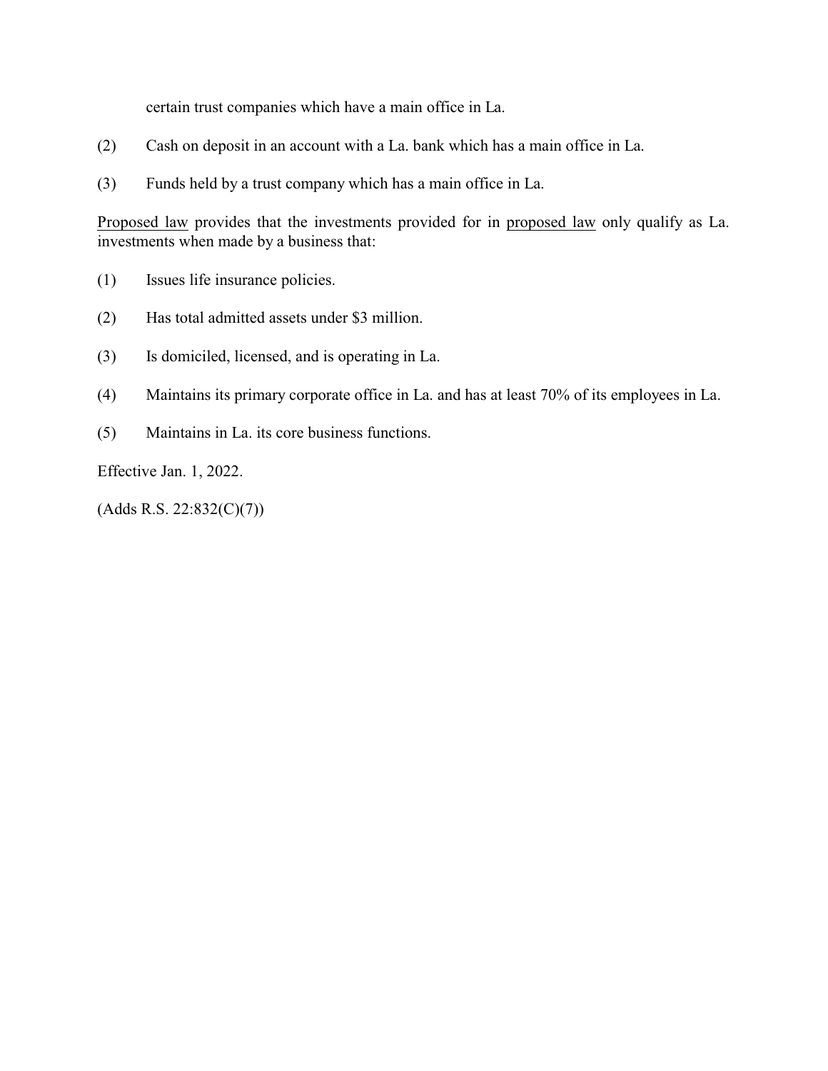certain trust companies which have a main office in La.

(2) Cash on deposit in an account with a La. bank which has a main office in La.

(3) Funds held by a trust company which has a main office in La.

Proposed law provides that the investments provided for in proposed law only qualify as La. investments when made by a business that:

(1) Issues life insurance policies.

(2) Has total admitted assets under $3 million.

(3) Is domiciled, licensed, and is operating in La.

(4) Maintains its primary corporate office in La. and has at least 70% of its employees in La.

(5) Maintains in La. its core business functions.

Effective Jan. 1, 2022.

(Adds R.S. 22:832(C)(7))